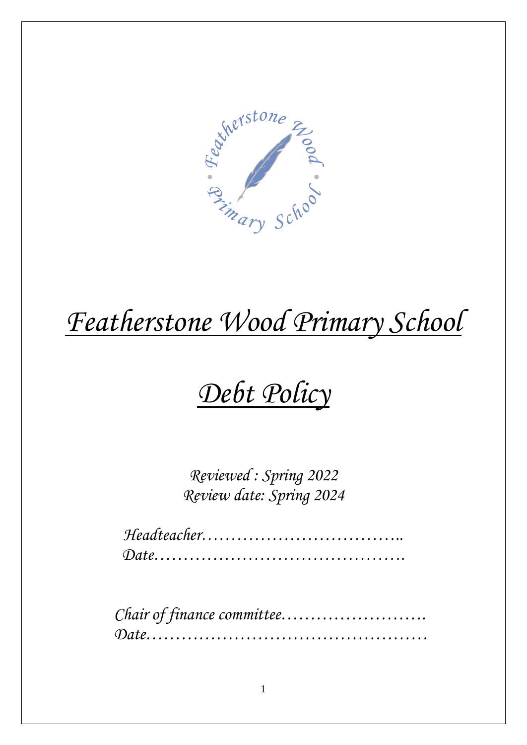# *Featherstone Wood Primary School*

# *Debt Policy*

*Reviewed : Spring 2022*
*Review date: Spring 2024*

*Headteacher……………………………..*
*Date…………………………………….*

*Chair of finance committee…………………….*
*Date…………………………………………*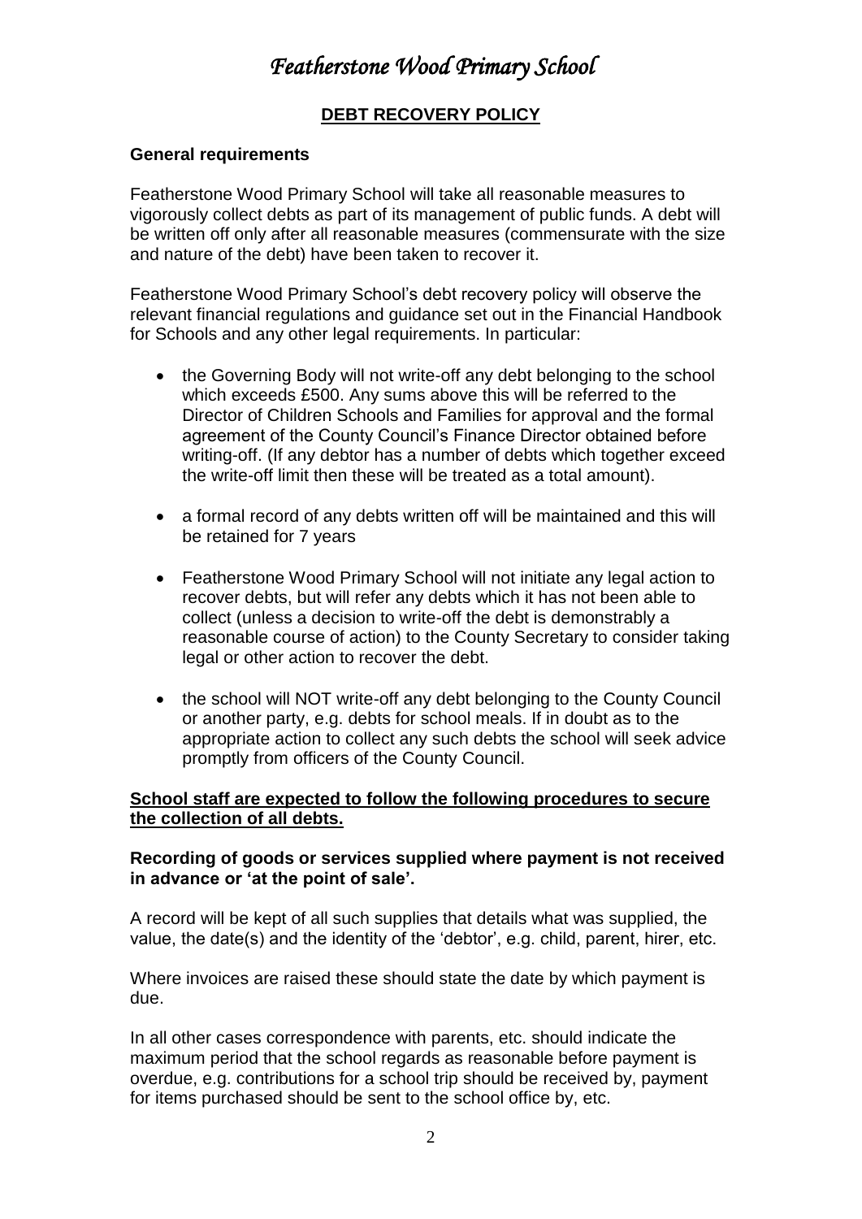# Featherstone Wood Primary School

## DEBT RECOVERY POLICY

**General requirements**

Featherstone Wood Primary School will take all reasonable measures to vigorously collect debts as part of its management of public funds. A debt will be written off only after all reasonable measures (commensurate with the size and nature of the debt) have been taken to recover it.

Featherstone Wood Primary School's debt recovery policy will observe the relevant financial regulations and guidance set out in the Financial Handbook for Schools and any other legal requirements. In particular:

- the Governing Body will not write-off any debt belonging to the school which exceeds £500. Any sums above this will be referred to the Director of Children Schools and Families for approval and the formal agreement of the County Council's Finance Director obtained before writing-off. (If any debtor has a number of debts which together exceed the write-off limit then these will be treated as a total amount).

- a formal record of any debts written off will be maintained and this will be retained for 7 years

- Featherstone Wood Primary School will not initiate any legal action to recover debts, but will refer any debts which it has not been able to collect (unless a decision to write-off the debt is demonstrably a reasonable course of action) to the County Secretary to consider taking legal or other action to recover the debt.

- the school will NOT write-off any debt belonging to the County Council or another party, e.g. debts for school meals. If in doubt as to the appropriate action to collect any such debts the school will seek advice promptly from officers of the County Council.

**School staff are expected to follow the following procedures to secure the collection of all debts.**

**Recording of goods or services supplied where payment is not received in advance or 'at the point of sale'.**

A record will be kept of all such supplies that details what was supplied, the value, the date(s) and the identity of the 'debtor', e.g. child, parent, hirer, etc.

Where invoices are raised these should state the date by which payment is due.

In all other cases correspondence with parents, etc. should indicate the maximum period that the school regards as reasonable before payment is overdue, e.g. contributions for a school trip should be received by, payment for items purchased should be sent to the school office by, etc.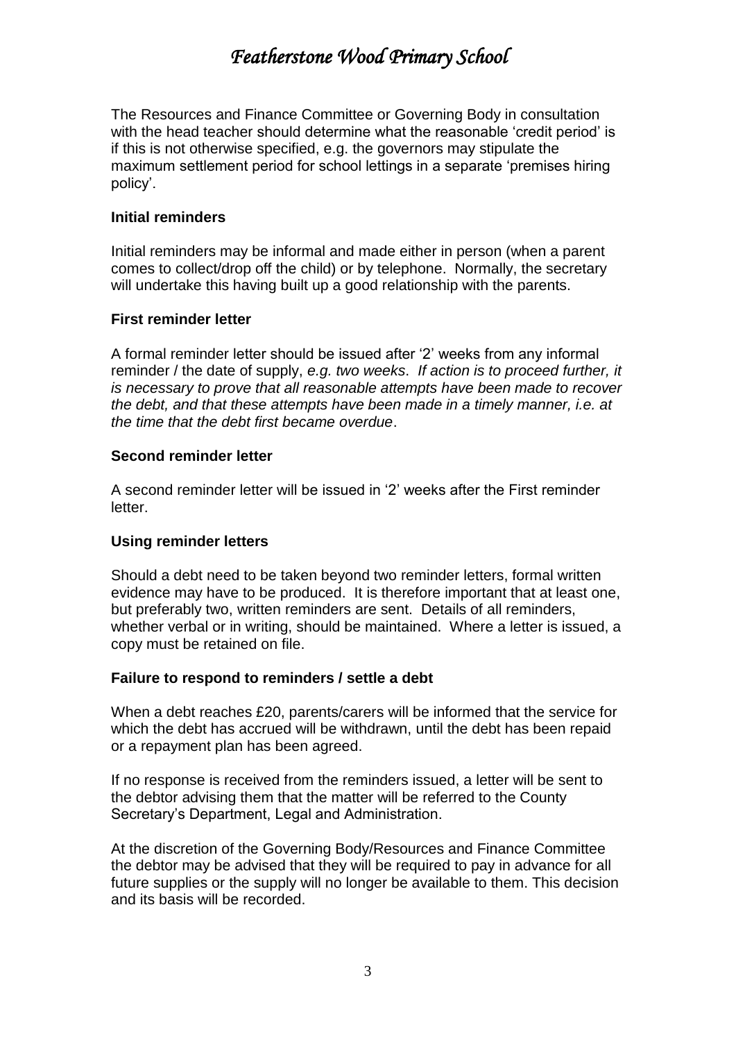The Resources and Finance Committee or Governing Body in consultation with the head teacher should determine what the reasonable 'credit period' is if this is not otherwise specified, e.g. the governors may stipulate the maximum settlement period for school lettings in a separate 'premises hiring policy'.

**Initial reminders**

Initial reminders may be informal and made either in person (when a parent comes to collect/drop off the child) or by telephone. Normally, the secretary will undertake this having built up a good relationship with the parents.

**First reminder letter**

A formal reminder letter should be issued after '2' weeks from any informal reminder / the date of supply, *e.g. two weeks*. *If action is to proceed further, it is necessary to prove that all reasonable attempts have been made to recover the debt, and that these attempts have been made in a timely manner, i.e. at the time that the debt first became overdue*.

**Second reminder letter**

A second reminder letter will be issued in '2' weeks after the First reminder letter.

**Using reminder letters**

Should a debt need to be taken beyond two reminder letters, formal written evidence may have to be produced. It is therefore important that at least one, but preferably two, written reminders are sent. Details of all reminders, whether verbal or in writing, should be maintained. Where a letter is issued, a copy must be retained on file.

**Failure to respond to reminders / settle a debt**

When a debt reaches £20, parents/carers will be informed that the service for which the debt has accrued will be withdrawn, until the debt has been repaid or a repayment plan has been agreed.

If no response is received from the reminders issued, a letter will be sent to the debtor advising them that the matter will be referred to the County Secretary's Department, Legal and Administration.

At the discretion of the Governing Body/Resources and Finance Committee the debtor may be advised that they will be required to pay in advance for all future supplies or the supply will no longer be available to them. This decision and its basis will be recorded.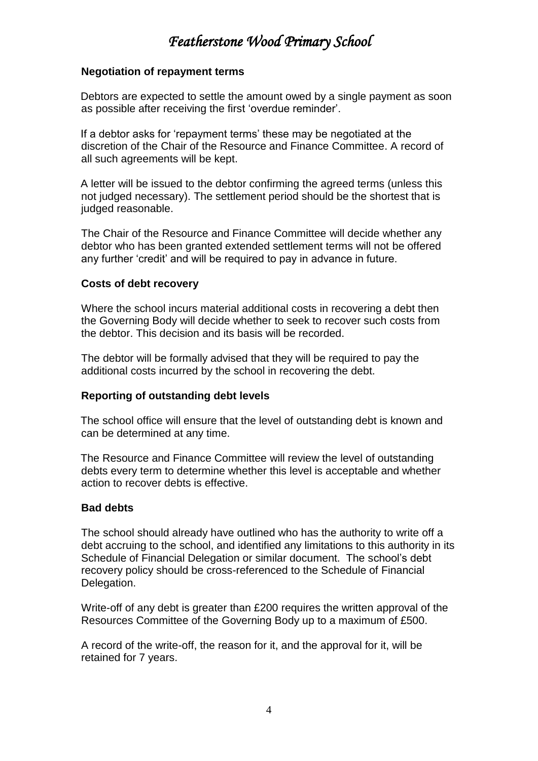## Negotiation of repayment terms

Debtors are expected to settle the amount owed by a single payment as soon as possible after receiving the first 'overdue reminder'.

If a debtor asks for 'repayment terms' these may be negotiated at the discretion of the Chair of the Resource and Finance Committee. A record of all such agreements will be kept.

A letter will be issued to the debtor confirming the agreed terms (unless this not judged necessary). The settlement period should be the shortest that is judged reasonable.

The Chair of the Resource and Finance Committee will decide whether any debtor who has been granted extended settlement terms will not be offered any further 'credit' and will be required to pay in advance in future.

## Costs of debt recovery

Where the school incurs material additional costs in recovering a debt then the Governing Body will decide whether to seek to recover such costs from the debtor. This decision and its basis will be recorded.

The debtor will be formally advised that they will be required to pay the additional costs incurred by the school in recovering the debt.

## Reporting of outstanding debt levels

The school office will ensure that the level of outstanding debt is known and can be determined at any time.

The Resource and Finance Committee will review the level of outstanding debts every term to determine whether this level is acceptable and whether action to recover debts is effective.

## Bad debts

The school should already have outlined who has the authority to write off a debt accruing to the school, and identified any limitations to this authority in its Schedule of Financial Delegation or similar document. The school's debt recovery policy should be cross-referenced to the Schedule of Financial Delegation.

Write-off of any debt is greater than £200 requires the written approval of the Resources Committee of the Governing Body up to a maximum of £500.

A record of the write-off, the reason for it, and the approval for it, will be retained for 7 years.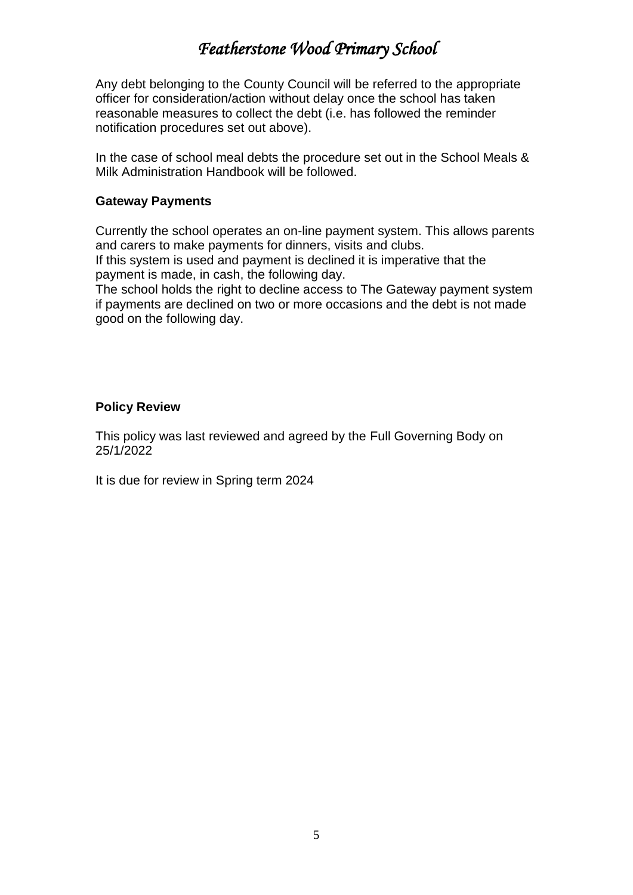Any debt belonging to the County Council will be referred to the appropriate officer for consideration/action without delay once the school has taken reasonable measures to collect the debt (i.e. has followed the reminder notification procedures set out above).

In the case of school meal debts the procedure set out in the School Meals & Milk Administration Handbook will be followed.

**Gateway Payments**

Currently the school operates an on-line payment system. This allows parents and carers to make payments for dinners, visits and clubs.
If this system is used and payment is declined it is imperative that the payment is made, in cash, the following day.
The school holds the right to decline access to The Gateway payment system if payments are declined on two or more occasions and the debt is not made good on the following day.

**Policy Review**

This policy was last reviewed and agreed by the Full Governing Body on 25/1/2022

It is due for review in Spring term 2024